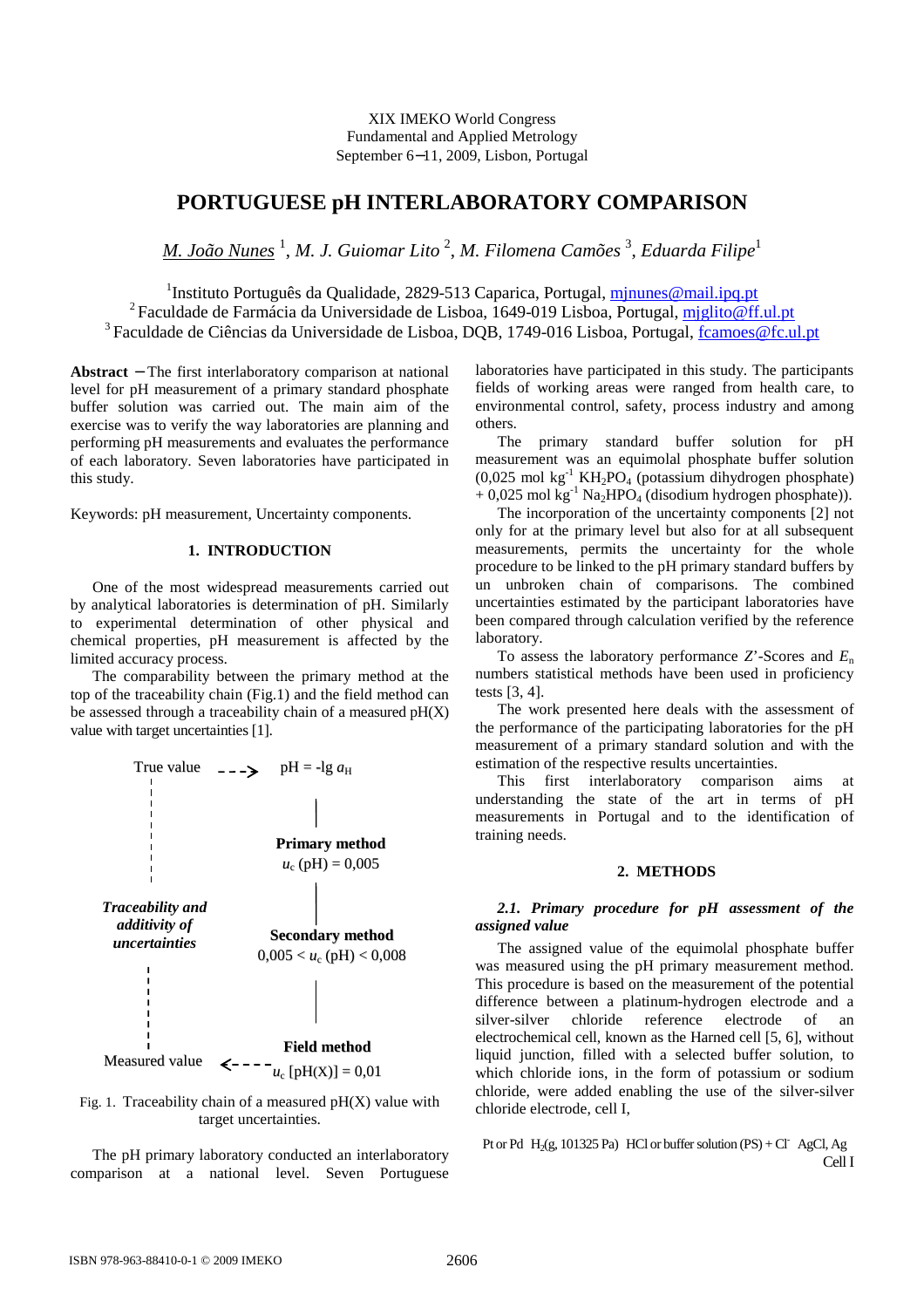XIX IMEKO World Congress
Fundamental and Applied Metrology
September 6−11, 2009, Lisbon, Portugal

# PORTUGUESE pH INTERLABORATORY COMPARISON

*M. João Nunes* [1], *M. J. Guiomar Lito* [2], *M. Filomena Camões* [3], *Eduarda Filipe*[1]

[1]Instituto Português da Qualidade, 2829-513 Caparica, Portugal, mjnunes@mail.ipq.pt
[2] Faculdade de Farmácia da Universidade de Lisboa, 1649-019 Lisboa, Portugal, mjglito@ff.ul.pt
[3] Faculdade de Ciências da Universidade de Lisboa, DQB, 1749-016 Lisboa, Portugal, fcamoes@fc.ul.pt

**Abstract** − The first interlaboratory comparison at national level for pH measurement of a primary standard phosphate buffer solution was carried out. The main aim of the exercise was to verify the way laboratories are planning and performing pH measurements and evaluates the performance of each laboratory. Seven laboratories have participated in this study.

Keywords: pH measurement, Uncertainty components.

## 1. INTRODUCTION

One of the most widespread measurements carried out by analytical laboratories is determination of pH. Similarly to experimental determination of other physical and chemical properties, pH measurement is affected by the limited accuracy process.

The comparability between the primary method at the top of the traceability chain (Fig.1) and the field method can be assessed through a traceability chain of a measured pH(X) value with target uncertainties [1].

True value → $pH = -\lg a_H$

**Primary method**
$u_c\,(pH) = 0{,}005$

***Traceability and additivity of uncertainties***

**Secondary method**
$0{,}005 < u_c\,(pH) < 0{,}008$

**Field method**
Measured value ← $u_c\,[pH(X)] = 0{,}01$

Fig. 1. Traceability chain of a measured pH(X) value with target uncertainties.

The pH primary laboratory conducted an interlaboratory comparison at a national level. Seven Portuguese laboratories have participated in this study. The participants fields of working areas were ranged from health care, to environmental control, safety, process industry and among others.

The primary standard buffer solution for pH measurement was an equimolal phosphate buffer solution (0,025 mol kg$^{-1}$ $KH_2PO_4$ (potassium dihydrogen phosphate) + 0,025 mol kg$^{-1}$ $Na_2HPO_4$ (disodium hydrogen phosphate)).

The incorporation of the uncertainty components [2] not only for at the primary level but also for at all subsequent measurements, permits the uncertainty for the whole procedure to be linked to the pH primary standard buffers by un unbroken chain of comparisons. The combined uncertainties estimated by the participant laboratories have been compared through calculation verified by the reference laboratory.

To assess the laboratory performance *Z*'-Scores and $E_n$ numbers statistical methods have been used in proficiency tests [3, 4].

The work presented here deals with the assessment of the performance of the participating laboratories for the pH measurement of a primary standard solution and with the estimation of the respective results uncertainties.

This first interlaboratory comparison aims at understanding the state of the art in terms of pH measurements in Portugal and to the identification of training needs.

## 2. METHODS

### *2.1. Primary procedure for pH assessment of the assigned value*

The assigned value of the equimolal phosphate buffer was measured using the pH primary measurement method. This procedure is based on the measurement of the potential difference between a platinum-hydrogen electrode and a silver-silver chloride reference electrode of an electrochemical cell, known as the Harned cell [5, 6], without liquid junction, filled with a selected buffer solution, to which chloride ions, in the form of potassium or sodium chloride, were added enabling the use of the silver-silver chloride electrode, cell I,

$$\text{Pt or Pd} \;\; H_2(g,\, 101325\ \text{Pa}) \;\; \text{HCl or buffer solution (PS)} + Cl^- \;\; \text{AgCl, Ag} \qquad \text{Cell I}$$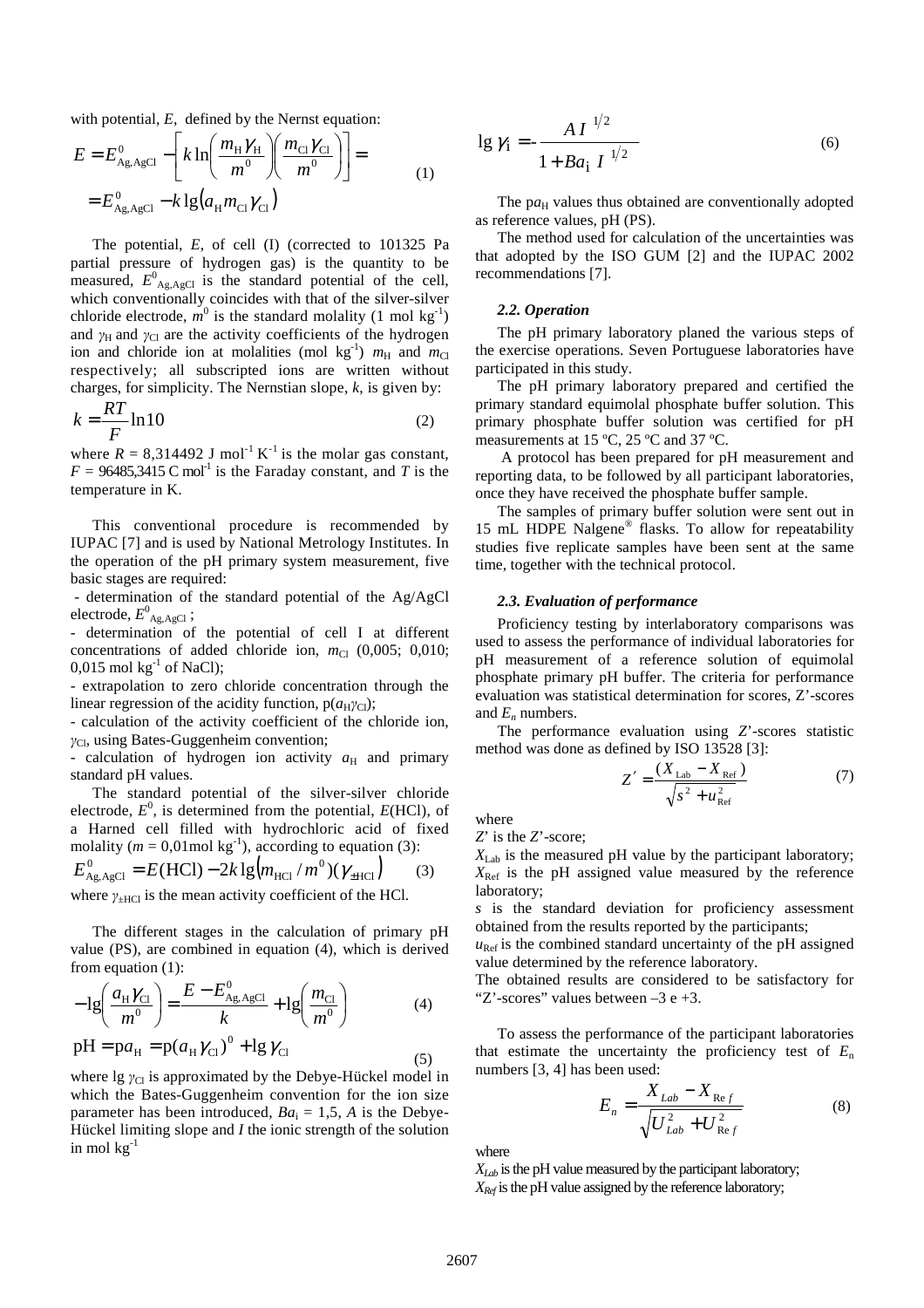with potential, $E$, defined by the Nernst equation:

$$E = E^{0}_{\mathrm{Ag,AgCl}} - \left[ k \ln \left( \frac{m_{\mathrm{H}} \gamma_{\mathrm{H}}}{m^{0}} \right) \left( \frac{m_{\mathrm{Cl}} \gamma_{\mathrm{Cl}}}{m^{0}} \right) \right] = \\ = E^{0}_{\mathrm{Ag,AgCl}} - k \lg \left( a_{\mathrm{H}} m_{\mathrm{Cl}} \gamma_{\mathrm{Cl}} \right) \quad (1)$$

The potential, $E$, of cell (I) (corrected to 101325 Pa partial pressure of hydrogen gas) is the quantity to be measured, $E^{0}_{\mathrm{Ag,AgCl}}$ is the standard potential of the cell, which conventionally coincides with that of the silver-silver chloride electrode, $m^{0}$ is the standard molality (1 mol kg$^{-1}$) and $\gamma_{\mathrm{H}}$ and $\gamma_{\mathrm{Cl}}$ are the activity coefficients of the hydrogen ion and chloride ion at molalities (mol kg$^{-1}$) $m_{\mathrm{H}}$ and $m_{\mathrm{Cl}}$ respectively; all subscripted ions are written without charges, for simplicity. The Nernstian slope, $k$, is given by:

$$k = \frac{RT}{F} \ln 10 \quad (2)$$

where $R$ = 8,314492 J mol$^{-1}$ K$^{-1}$ is the molar gas constant, $F$ = 96485,3415 C mol$^{-1}$ is the Faraday constant, and $T$ is the temperature in K.

This conventional procedure is recommended by IUPAC [7] and is used by National Metrology Institutes. In the operation of the pH primary system measurement, five basic stages are required:

- determination of the standard potential of the Ag/AgCl electrode, $E^{0}_{\mathrm{Ag,AgCl}}$;
- determination of the potential of cell I at different concentrations of added chloride ion, $m_{\mathrm{Cl}}$ (0,005; 0,010; 0,015 mol kg$^{-1}$ of NaCl);
- extrapolation to zero chloride concentration through the linear regression of the acidity function, p($a_{\mathrm{H}}\gamma_{\mathrm{Cl}}$);
- calculation of the activity coefficient of the chloride ion, $\gamma_{\mathrm{Cl}}$, using Bates-Guggenheim convention;
- calculation of hydrogen ion activity $a_{\mathrm{H}}$ and primary standard pH values.

The standard potential of the silver-silver chloride electrode, $E^{0}$, is determined from the potential, $E$(HCl), of a Harned cell filled with hydrochloric acid of fixed molality ($m$ = 0,01mol kg$^{-1}$), according to equation (3):

$$E^{0}_{\mathrm{Ag,AgCl}} = E(\mathrm{HCl}) - 2k \lg \left( m_{\mathrm{HCl}} / m^{0} \right) (\gamma_{\pm \mathrm{HCl}}) \quad (3)$$

where $\gamma_{\pm\mathrm{HCl}}$ is the mean activity coefficient of the HCl.

The different stages in the calculation of primary pH value (PS), are combined in equation (4), which is derived from equation (1):

$$-\lg \left( \frac{a_{\mathrm{H}} \gamma_{\mathrm{Cl}}}{m^{0}} \right) = \frac{E - E^{0}_{\mathrm{Ag,AgCl}}}{k} + \lg \left( \frac{m_{\mathrm{Cl}}}{m^{0}} \right) \quad (4)$$

$$\mathrm{pH} = \mathrm{p}a_{\mathrm{H}} = \mathrm{p}(a_{\mathrm{H}} \gamma_{\mathrm{Cl}})^{0} + \lg \gamma_{\mathrm{Cl}} \quad (5)$$

where $\lg \gamma_{\mathrm{Cl}}$ is approximated by the Debye-Hückel model in which the Bates-Guggenheim convention for the ion size parameter has been introduced, $Ba_{\mathrm{i}}$ = 1,5, $A$ is the Debye-Hückel limiting slope and $I$ the ionic strength of the solution in mol kg$^{-1}$

$$\lg \gamma_{\mathrm{i}} = - \frac{A I^{1/2}}{1 + Ba_{\mathrm{i}} I^{1/2}} \quad (6)$$

The p$a_{\mathrm{H}}$ values thus obtained are conventionally adopted as reference values, pH (PS).

The method used for calculation of the uncertainties was that adopted by the ISO GUM [2] and the IUPAC 2002 recommendations [7].

### 2.2. Operation

The pH primary laboratory planed the various steps of the exercise operations. Seven Portuguese laboratories have participated in this study.

The pH primary laboratory prepared and certified the primary standard equimolal phosphate buffer solution. This primary phosphate buffer solution was certified for pH measurements at 15 ºC, 25 ºC and 37 ºC.

A protocol has been prepared for pH measurement and reporting data, to be followed by all participant laboratories, once they have received the phosphate buffer sample.

The samples of primary buffer solution were sent out in 15 mL HDPE Nalgene® flasks. To allow for repeatability studies five replicate samples have been sent at the same time, together with the technical protocol.

### 2.3. Evaluation of performance

Proficiency testing by interlaboratory comparisons was used to assess the performance of individual laboratories for pH measurement of a reference solution of equimolal phosphate primary pH buffer. The criteria for performance evaluation was statistical determination for scores, Z'-scores and $E_n$ numbers.

The performance evaluation using $Z$'-scores statistic method was done as defined by ISO 13528 [3]:

$$Z' = \frac{(X_{\mathrm{Lab}} - X_{\mathrm{Ref}})}{\sqrt{s^{2} + u^{2}_{\mathrm{Ref}}}} \quad (7)$$

where

$Z$' is the $Z$'-score;

$X_{\mathrm{Lab}}$ is the measured pH value by the participant laboratory;

$X_{\mathrm{Ref}}$ is the pH assigned value measured by the reference laboratory;

$s$ is the standard deviation for proficiency assessment obtained from the results reported by the participants;

$u_{\mathrm{Ref}}$ is the combined standard uncertainty of the pH assigned value determined by the reference laboratory.

The obtained results are considered to be satisfactory for "Z'-scores" values between –3 e +3.

To assess the performance of the participant laboratories that estimate the uncertainty the proficiency test of $E_{\mathrm{n}}$ numbers [3, 4] has been used:

$$E_{n} = \frac{X_{Lab} - X_{\mathrm{Re}f}}{\sqrt{U^{2}_{Lab} + U^{2}_{\mathrm{Re}f}}} \quad (8)$$

where

$X_{Lab}$ is the pH value measured by the participant laboratory;

$X_{Ref}$ is the pH value assigned by the reference laboratory;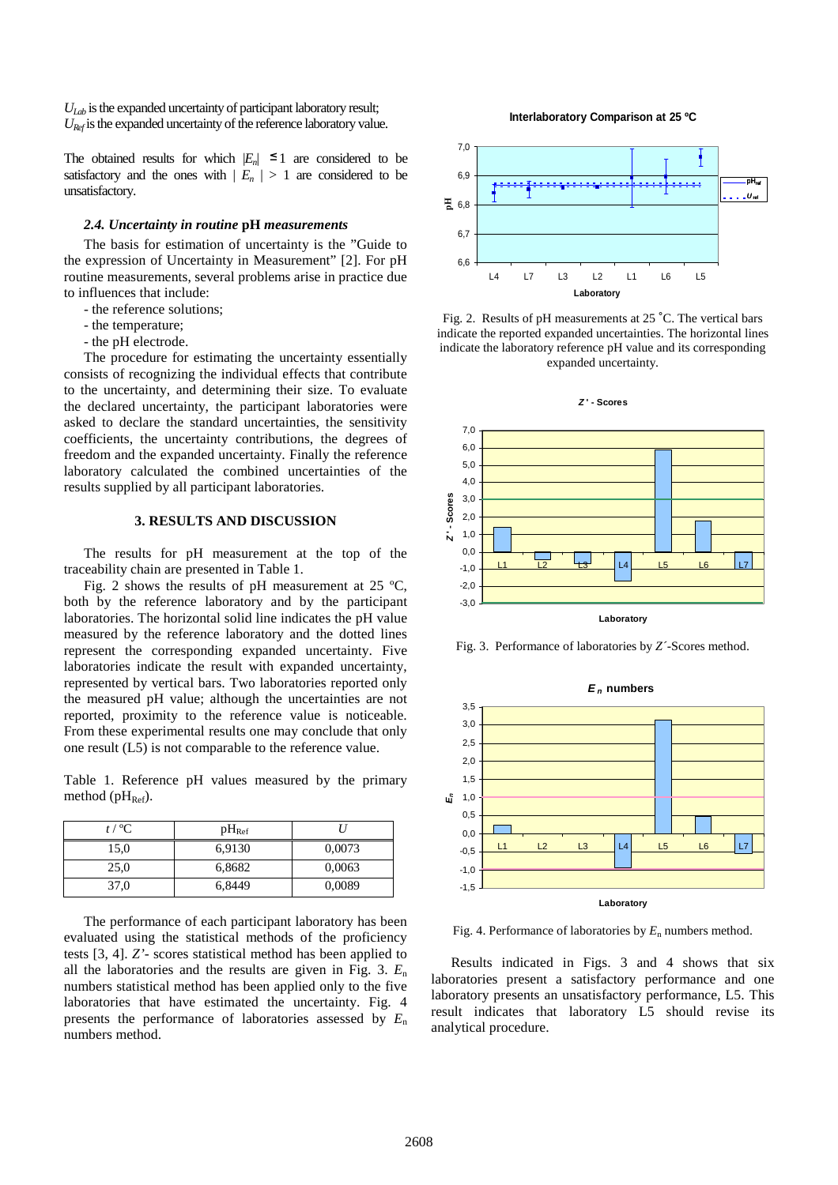$U_{Lab}$ is the expanded uncertainty of participant laboratory result;
$U_{Ref}$ is the expanded uncertainty of the reference laboratory value.

The obtained results for which $|E_n| \leq 1$ are considered to be satisfactory and the ones with $|E_n| > 1$ are considered to be unsatisfactory.

### *2.4. Uncertainty in routine* pH *measurements*

The basis for estimation of uncertainty is the "Guide to the expression of Uncertainty in Measurement" [2]. For pH routine measurements, several problems arise in practice due to influences that include:

- the reference solutions;
- the temperature;
- the pH electrode.

The procedure for estimating the uncertainty essentially consists of recognizing the individual effects that contribute to the uncertainty, and determining their size. To evaluate the declared uncertainty, the participant laboratories were asked to declare the standard uncertainties, the sensitivity coefficients, the uncertainty contributions, the degrees of freedom and the expanded uncertainty. Finally the reference laboratory calculated the combined uncertainties of the results supplied by all participant laboratories.

## 3. RESULTS AND DISCUSSION

The results for pH measurement at the top of the traceability chain are presented in Table 1.

Fig. 2 shows the results of pH measurement at 25 ºC, both by the reference laboratory and by the participant laboratories. The horizontal solid line indicates the pH value measured by the reference laboratory and the dotted lines represent the corresponding expanded uncertainty. Five laboratories indicate the result with expanded uncertainty, represented by vertical bars. Two laboratories reported only the measured pH value; although the uncertainties are not reported, proximity to the reference value is noticeable. From these experimental results one may conclude that only one result (L5) is not comparable to the reference value.

Table 1. Reference pH values measured by the primary method ($pH_{Ref}$).

| $t$ / ºC | $pH_{Ref}$ | $U$ |
|---|---|---|
| 15,0 | 6,9130 | 0,0073 |
| 25,0 | 6,8682 | 0,0063 |
| 37,0 | 6,8449 | 0,0089 |

The performance of each participant laboratory has been evaluated using the statistical methods of the proficiency tests [3, 4]. *Z'*- scores statistical method has been applied to all the laboratories and the results are given in Fig. 3. $E_n$ numbers statistical method has been applied only to the five laboratories that have estimated the uncertainty. Fig. 4 presents the performance of laboratories assessed by $E_n$ numbers method.

Fig. 2. Results of pH measurements at 25 ˚C. The vertical bars indicate the reported expanded uncertainties. The horizontal lines indicate the laboratory reference pH value and its corresponding expanded uncertainty.

Fig. 3. Performance of laboratories by *Z´*-Scores method.

Fig. 4. Performance of laboratories by $E_n$ numbers method.

Results indicated in Figs. 3 and 4 shows that six laboratories present a satisfactory performance and one laboratory presents an unsatisfactory performance, L5. This result indicates that laboratory L5 should revise its analytical procedure.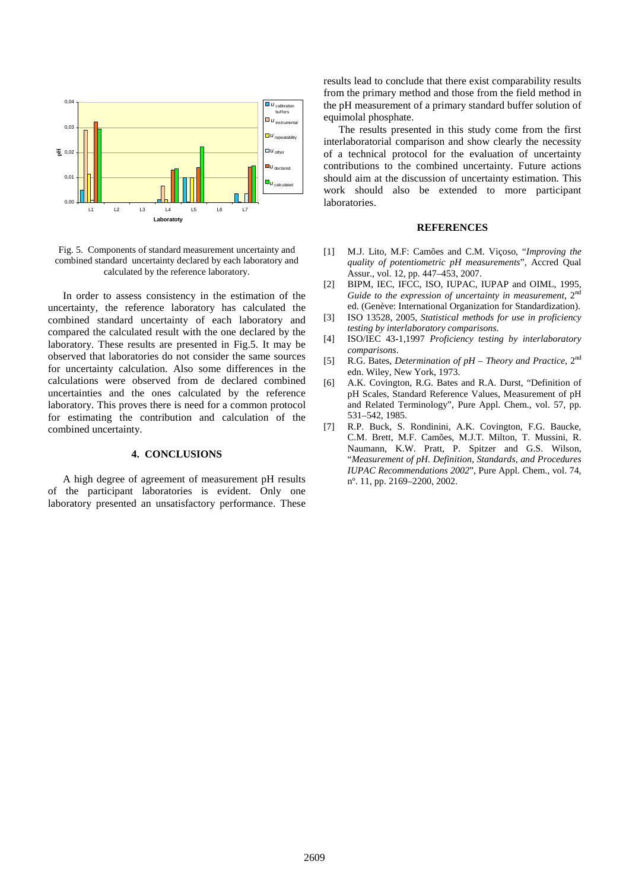0,04

0,03

pH 0,02

0,01

0,00

L1 L2 L3 L4 L5 L6 L7

Laboratoty

$u$ calibration buffers

$u$ instrumental

$u$ repeatability

$u$ other

$u$ declared

$u$ calculated

Fig. 5. Components of standard measurement uncertainty and combined standard uncertainty declared by each laboratory and calculated by the reference laboratory.

In order to assess consistency in the estimation of the uncertainty, the reference laboratory has calculated the combined standard uncertainty of each laboratory and compared the calculated result with the one declared by the laboratory. These results are presented in Fig.5. It may be observed that laboratories do not consider the same sources for uncertainty calculation. Also some differences in the calculations were observed from de declared combined uncertainties and the ones calculated by the reference laboratory. This proves there is need for a common protocol for estimating the contribution and calculation of the combined uncertainty.

## 4. CONCLUSIONS

A high degree of agreement of measurement pH results of the participant laboratories is evident. Only one laboratory presented an unsatisfactory performance. These results lead to conclude that there exist comparability results from the primary method and those from the field method in the pH measurement of a primary standard buffer solution of equimolal phosphate.

The results presented in this study come from the first interlaboratorial comparison and show clearly the necessity of a technical protocol for the evaluation of uncertainty contributions to the combined uncertainty. Future actions should aim at the discussion of uncertainty estimation. This work should also be extended to more participant laboratories.

## REFERENCES

[1] M.J. Lito, M.F: Camões and C.M. Viçoso, "*Improving the quality of potentiometric pH measurements*", Accred Qual Assur., vol. 12, pp. 447–453, 2007.

[2] BIPM, IEC, IFCC, ISO, IUPAC, IUPAP and OIML, 1995, *Guide to the expression of uncertainty in measurement*, 2nd ed. (Genève: International Organization for Standardization).

[3] ISO 13528, 2005, *Statistical methods for use in proficiency testing by interlaboratory comparisons.*

[4] ISO/IEC 43-1,1997 *Proficiency testing by interlaboratory comparisons*.

[5] R.G. Bates, *Determination of pH – Theory and Practice*, 2nd edn. Wiley, New York, 1973.

[6] A.K. Covington, R.G. Bates and R.A. Durst, "Definition of pH Scales, Standard Reference Values, Measurement of pH and Related Terminology", Pure Appl. Chem., vol. 57, pp. 531–542, 1985.

[7] R.P. Buck, S. Rondinini, A.K. Covington, F.G. Baucke, C.M. Brett, M.F. Camões, M.J.T. Milton, T. Mussini, R. Naumann, K.W. Pratt, P. Spitzer and G.S. Wilson, "*Measurement of pH. Definition, Standards, and Procedures IUPAC Recommendations 2002*", Pure Appl. Chem., vol. 74, nº. 11, pp. 2169–2200, 2002.